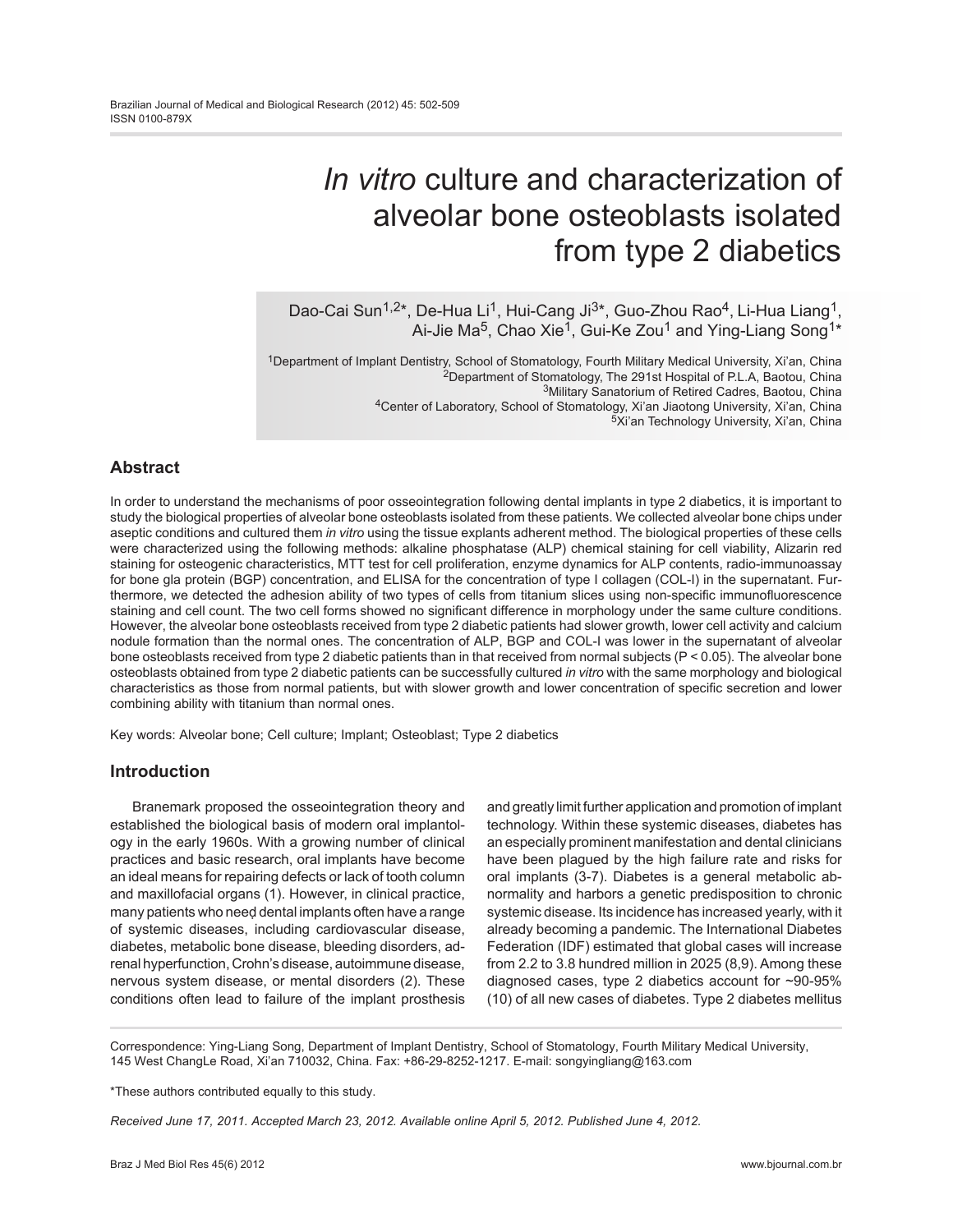# *In vitro* culture and characterization of alveolar bone osteoblasts isolated from type 2 diabetics

Dao-Cai Sun[1,2]*, De-Hua Li[1], Hui-Cang Ji[3]*, Guo-Zhou Rao[4], Li-Hua Liang[1], Ai-Jie Ma[5], Chao Xie[1], Gui-Ke Zou[1] and Ying-Liang Song[1]*

[1]Department of Implant Dentistry, School of Stomatology, Fourth Military Medical University, Xi'an, China
[2]Department of Stomatology, The 291st Hospital of P.L.A, Baotou, China
[3]Military Sanatorium of Retired Cadres, Baotou, China
[4]Center of Laboratory, School of Stomatology, Xi'an Jiaotong University, Xi'an, China
[5]Xi'an Technology University, Xi'an, China

## Abstract

In order to understand the mechanisms of poor osseointegration following dental implants in type 2 diabetics, it is important to study the biological properties of alveolar bone osteoblasts isolated from these patients. We collected alveolar bone chips under aseptic conditions and cultured them *in vitro* using the tissue explants adherent method. The biological properties of these cells were characterized using the following methods: alkaline phosphatase (ALP) chemical staining for cell viability, Alizarin red staining for osteogenic characteristics, MTT test for cell proliferation, enzyme dynamics for ALP contents, radio-immunoassay for bone gla protein (BGP) concentration, and ELISA for the concentration of type I collagen (COL-I) in the supernatant. Furthermore, we detected the adhesion ability of two types of cells from titanium slices using non-specific immunofluorescence staining and cell count. The two cell forms showed no significant difference in morphology under the same culture conditions. However, the alveolar bone osteoblasts received from type 2 diabetic patients had slower growth, lower cell activity and calcium nodule formation than the normal ones. The concentration of ALP, BGP and COL-I was lower in the supernatant of alveolar bone osteoblasts received from type 2 diabetic patients than in that received from normal subjects ($P < 0.05$). The alveolar bone osteoblasts obtained from type 2 diabetic patients can be successfully cultured *in vitro* with the same morphology and biological characteristics as those from normal patients, but with slower growth and lower concentration of specific secretion and lower combining ability with titanium than normal ones.

Key words: Alveolar bone; Cell culture; Implant; Osteoblast; Type 2 diabetics

## Introduction

Branemark proposed the osseointegration theory and established the biological basis of modern oral implantology in the early 1960s. With a growing number of clinical practices and basic research, oral implants have become an ideal means for repairing defects or lack of tooth column and maxillofacial organs (1). However, in clinical practice, many patients who need dental implants often have a range of systemic diseases, including cardiovascular disease, diabetes, metabolic bone disease, bleeding disorders, adrenal hyperfunction, Crohn's disease, autoimmune disease, nervous system disease, or mental disorders (2). These conditions often lead to failure of the implant prosthesis and greatly limit further application and promotion of implant technology. Within these systemic diseases, diabetes has an especially prominent manifestation and dental clinicians have been plagued by the high failure rate and risks for oral implants (3-7). Diabetes is a general metabolic abnormality and harbors a genetic predisposition to chronic systemic disease. Its incidence has increased yearly, with it already becoming a pandemic. The International Diabetes Federation (IDF) estimated that global cases will increase from 2.2 to 3.8 hundred million in 2025 (8,9). Among these diagnosed cases, type 2 diabetics account for ~90-95% (10) of all new cases of diabetes. Type 2 diabetes mellitus

Correspondence: Ying-Liang Song, Department of Implant Dentistry, School of Stomatology, Fourth Military Medical University, 145 West ChangLe Road, Xi'an 710032, China. Fax: +86-29-8252-1217. E-mail: songyingliang@163.com

*These authors contributed equally to this study.

*Received June 17, 2011. Accepted March 23, 2012. Available online April 5, 2012. Published June 4, 2012.*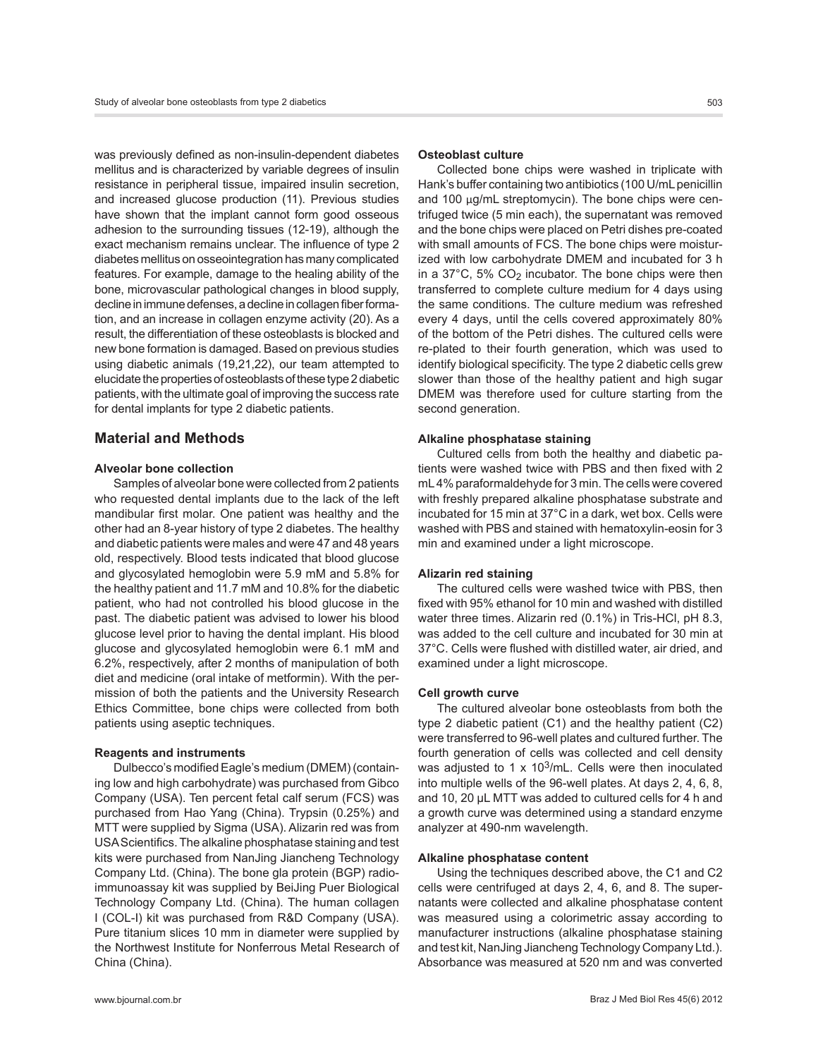was previously defined as non-insulin-dependent diabetes mellitus and is characterized by variable degrees of insulin resistance in peripheral tissue, impaired insulin secretion, and increased glucose production (11). Previous studies have shown that the implant cannot form good osseous adhesion to the surrounding tissues (12-19), although the exact mechanism remains unclear. The influence of type 2 diabetes mellitus on osseointegration has many complicated features. For example, damage to the healing ability of the bone, microvascular pathological changes in blood supply, decline in immune defenses, a decline in collagen fiber formation, and an increase in collagen enzyme activity (20). As a result, the differentiation of these osteoblasts is blocked and new bone formation is damaged. Based on previous studies using diabetic animals (19,21,22), our team attempted to elucidate the properties of osteoblasts of these type 2 diabetic patients, with the ultimate goal of improving the success rate for dental implants for type 2 diabetic patients.

## Material and Methods

### Alveolar bone collection

Samples of alveolar bone were collected from 2 patients who requested dental implants due to the lack of the left mandibular first molar. One patient was healthy and the other had an 8-year history of type 2 diabetes. The healthy and diabetic patients were males and were 47 and 48 years old, respectively. Blood tests indicated that blood glucose and glycosylated hemoglobin were 5.9 mM and 5.8% for the healthy patient and 11.7 mM and 10.8% for the diabetic patient, who had not controlled his blood glucose in the past. The diabetic patient was advised to lower his blood glucose level prior to having the dental implant. His blood glucose and glycosylated hemoglobin were 6.1 mM and 6.2%, respectively, after 2 months of manipulation of both diet and medicine (oral intake of metformin). With the permission of both the patients and the University Research Ethics Committee, bone chips were collected from both patients using aseptic techniques.

### Reagents and instruments

Dulbecco's modified Eagle's medium (DMEM) (containing low and high carbohydrate) was purchased from Gibco Company (USA). Ten percent fetal calf serum (FCS) was purchased from Hao Yang (China). Trypsin (0.25%) and MTT were supplied by Sigma (USA). Alizarin red was from USA Scientifics. The alkaline phosphatase staining and test kits were purchased from NanJing Jiancheng Technology Company Ltd. (China). The bone gla protein (BGP) radioimmunoassay kit was supplied by BeiJing Puer Biological Technology Company Ltd. (China). The human collagen I (COL-I) kit was purchased from R&D Company (USA). Pure titanium slices 10 mm in diameter were supplied by the Northwest Institute for Nonferrous Metal Research of China (China).

### Osteoblast culture

Collected bone chips were washed in triplicate with Hank's buffer containing two antibiotics (100 U/mL penicillin and 100 μg/mL streptomycin). The bone chips were centrifuged twice (5 min each), the supernatant was removed and the bone chips were placed on Petri dishes pre-coated with small amounts of FCS. The bone chips were moisturized with low carbohydrate DMEM and incubated for 3 h in a 37°C, 5% $CO_2$ incubator. The bone chips were then transferred to complete culture medium for 4 days using the same conditions. The culture medium was refreshed every 4 days, until the cells covered approximately 80% of the bottom of the Petri dishes. The cultured cells were re-plated to their fourth generation, which was used to identify biological specificity. The type 2 diabetic cells grew slower than those of the healthy patient and high sugar DMEM was therefore used for culture starting from the second generation.

### Alkaline phosphatase staining

Cultured cells from both the healthy and diabetic patients were washed twice with PBS and then fixed with 2 mL 4% paraformaldehyde for 3 min. The cells were covered with freshly prepared alkaline phosphatase substrate and incubated for 15 min at 37°C in a dark, wet box. Cells were washed with PBS and stained with hematoxylin-eosin for 3 min and examined under a light microscope.

### Alizarin red staining

The cultured cells were washed twice with PBS, then fixed with 95% ethanol for 10 min and washed with distilled water three times. Alizarin red (0.1%) in Tris-HCl, pH 8.3, was added to the cell culture and incubated for 30 min at 37°C. Cells were flushed with distilled water, air dried, and examined under a light microscope.

### Cell growth curve

The cultured alveolar bone osteoblasts from both the type 2 diabetic patient (C1) and the healthy patient (C2) were transferred to 96-well plates and cultured further. The fourth generation of cells was collected and cell density was adjusted to 1 x $10^3$/mL. Cells were then inoculated into multiple wells of the 96-well plates. At days 2, 4, 6, 8, and 10, 20 μL MTT was added to cultured cells for 4 h and a growth curve was determined using a standard enzyme analyzer at 490-nm wavelength.

### Alkaline phosphatase content

Using the techniques described above, the C1 and C2 cells were centrifuged at days 2, 4, 6, and 8. The supernatants were collected and alkaline phosphatase content was measured using a colorimetric assay according to manufacturer instructions (alkaline phosphatase staining and test kit, NanJing Jiancheng Technology Company Ltd.). Absorbance was measured at 520 nm and was converted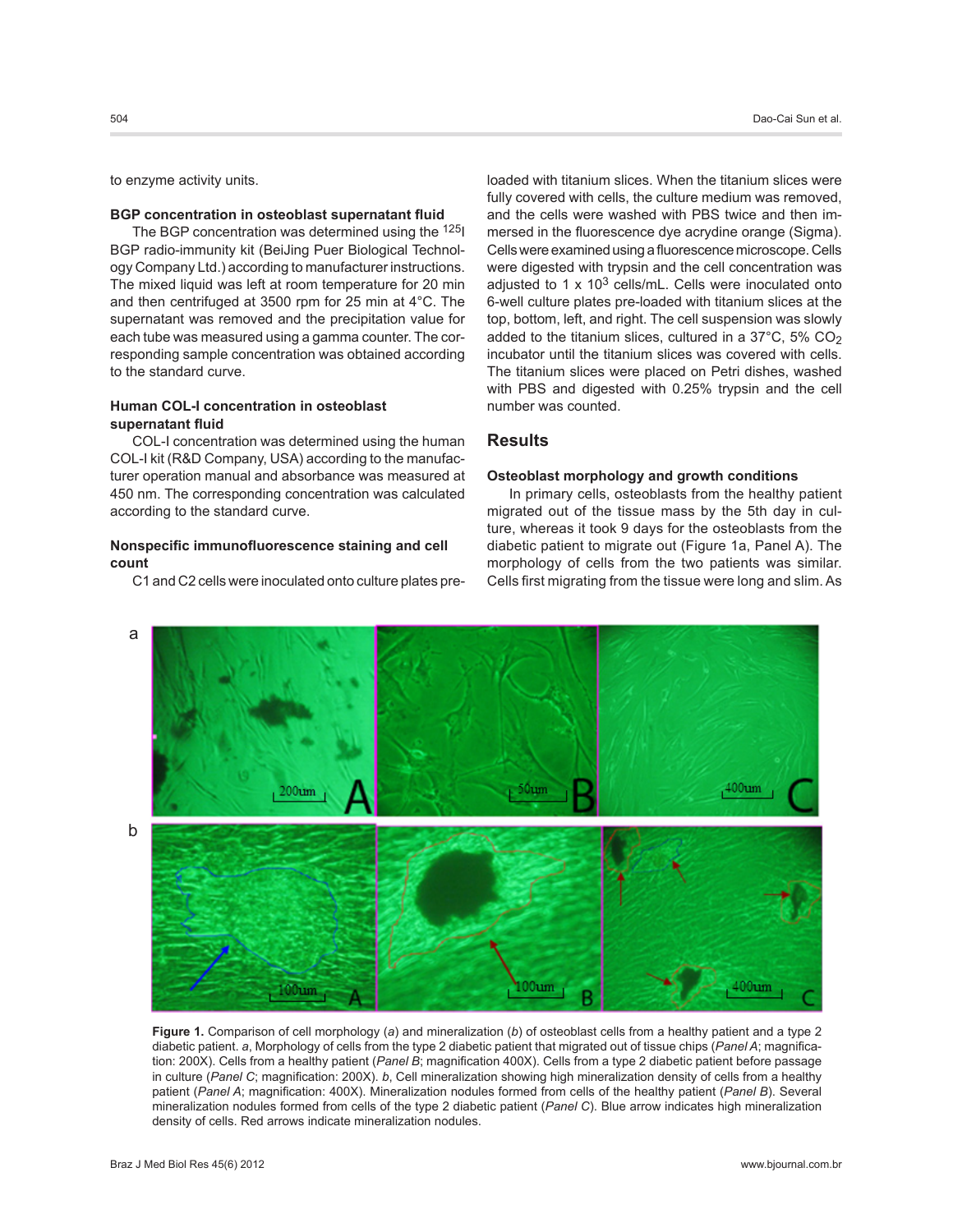to enzyme activity units.

### BGP concentration in osteoblast supernatant fluid

The BGP concentration was determined using the $^{125}$I BGP radio-immunity kit (BeiJing Puer Biological Technology Company Ltd.) according to manufacturer instructions. The mixed liquid was left at room temperature for 20 min and then centrifuged at 3500 rpm for 25 min at 4°C. The supernatant was removed and the precipitation value for each tube was measured using a gamma counter. The corresponding sample concentration was obtained according to the standard curve.

### Human COL-I concentration in osteoblast supernatant fluid

Human COL-I concentration was determined using the human COL-I kit (R&D Company, USA) according to the manufacturer operation manual and absorbance was measured at 450 nm. The corresponding concentration was calculated according to the standard curve.

### Nonspecific immunofluorescence staining and cell count

C1 and C2 cells were inoculated onto culture plates preloaded with titanium slices. When the titanium slices were fully covered with cells, the culture medium was removed, and the cells were washed with PBS twice and then immersed in the fluorescence dye acrydine orange (Sigma). Cells were examined using a fluorescence microscope. Cells were digested with trypsin and the cell concentration was adjusted to 1 x $10^3$ cells/mL. Cells were inoculated onto 6-well culture plates pre-loaded with titanium slices at the top, bottom, left, and right. The cell suspension was slowly added to the titanium slices, cultured in a 37°C, 5% $CO_2$ incubator until the titanium slices was covered with cells. The titanium slices were placed on Petri dishes, washed with PBS and digested with 0.25% trypsin and the cell number was counted.

## Results

### Osteoblast morphology and growth conditions

In primary cells, osteoblasts from the healthy patient migrated out of the tissue mass by the 5th day in culture, whereas it took 9 days for the osteoblasts from the diabetic patient to migrate out (Figure 1a, Panel A). The morphology of cells from the two patients was similar. Cells first migrating from the tissue were long and slim. As

**Figure 1.** Comparison of cell morphology (*a*) and mineralization (*b*) of osteoblast cells from a healthy patient and a type 2 diabetic patient. *a*, Morphology of cells from the type 2 diabetic patient that migrated out of tissue chips (*Panel A*; magnification: 200X). Cells from a healthy patient (*Panel B*; magnification 400X). Cells from a type 2 diabetic patient before passage in culture (*Panel C*; magnification: 200X). *b*, Cell mineralization showing high mineralization density of cells from a healthy patient (*Panel A*; magnification: 400X). Mineralization nodules formed from cells of the healthy patient (*Panel B*). Several mineralization nodules formed from cells of the type 2 diabetic patient (*Panel C*). Blue arrow indicates high mineralization density of cells. Red arrows indicate mineralization nodules.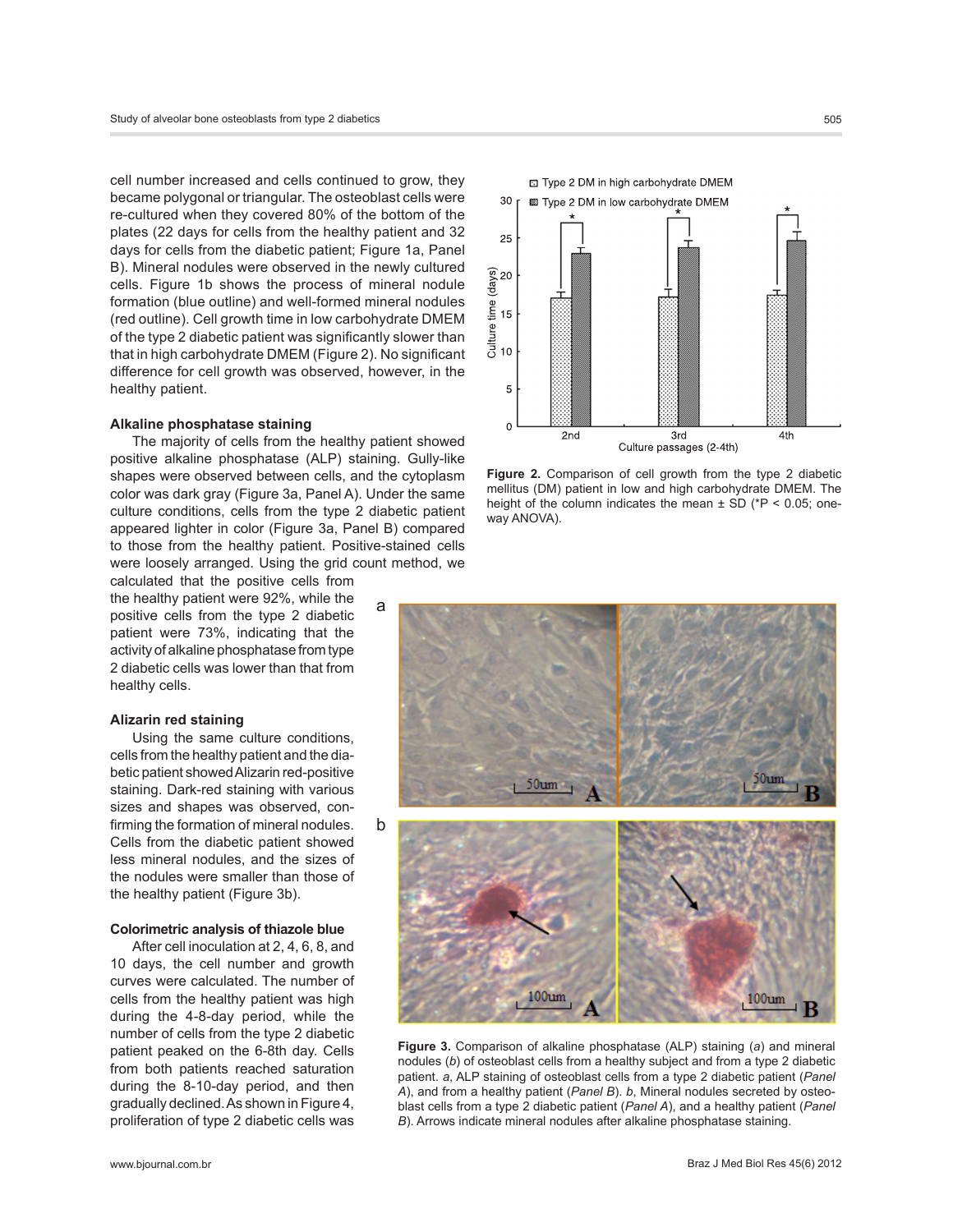cell number increased and cells continued to grow, they became polygonal or triangular. The osteoblast cells were re-cultured when they covered 80% of the bottom of the plates (22 days for cells from the healthy patient and 32 days for cells from the diabetic patient; Figure 1a, Panel B). Mineral nodules were observed in the newly cultured cells. Figure 1b shows the process of mineral nodule formation (blue outline) and well-formed mineral nodules (red outline). Cell growth time in low carbohydrate DMEM of the type 2 diabetic patient was significantly slower than that in high carbohydrate DMEM (Figure 2). No significant difference for cell growth was observed, however, in the healthy patient.

### Alkaline phosphatase staining

The majority of cells from the healthy patient showed positive alkaline phosphatase (ALP) staining. Gully-like shapes were observed between cells, and the cytoplasm color was dark gray (Figure 3a, Panel A). Under the same culture conditions, cells from the type 2 diabetic patient appeared lighter in color (Figure 3a, Panel B) compared to those from the healthy patient. Positive-stained cells were loosely arranged. Using the grid count method, we calculated that the positive cells from the healthy patient were 92%, while the positive cells from the type 2 diabetic patient were 73%, indicating that the activity of alkaline phosphatase from type 2 diabetic cells was lower than that from healthy cells.

### Alizarin red staining

Using the same culture conditions, cells from the healthy patient and the diabetic patient showed Alizarin red-positive staining. Dark-red staining with various sizes and shapes was observed, confirming the formation of mineral nodules. Cells from the diabetic patient showed less mineral nodules, and the sizes of the nodules were smaller than those of the healthy patient (Figure 3b).

### Colorimetric analysis of thiazole blue

After cell inoculation at 2, 4, 6, 8, and 10 days, the cell number and growth curves were calculated. The number of cells from the healthy patient was high during the 4-8-day period, while the number of cells from the type 2 diabetic patient peaked on the 6-8th day. Cells from both patients reached saturation during the 8-10-day period, and then gradually declined. As shown in Figure 4, proliferation of type 2 diabetic cells was

**Figure 2.** Comparison of cell growth from the type 2 diabetic mellitus (DM) patient in low and high carbohydrate DMEM. The height of the column indicates the mean ± SD (*P < 0.05; one-way ANOVA).

**Figure 3.** Comparison of alkaline phosphatase (ALP) staining (*a*) and mineral nodules (*b*) of osteoblast cells from a healthy subject and from a type 2 diabetic patient. *a*, ALP staining of osteoblast cells from a type 2 diabetic patient (*Panel A*), and from a healthy patient (*Panel B*). *b*, Mineral nodules secreted by osteoblast cells from a type 2 diabetic patient (*Panel A*), and a healthy patient (*Panel B*). Arrows indicate mineral nodules after alkaline phosphatase staining.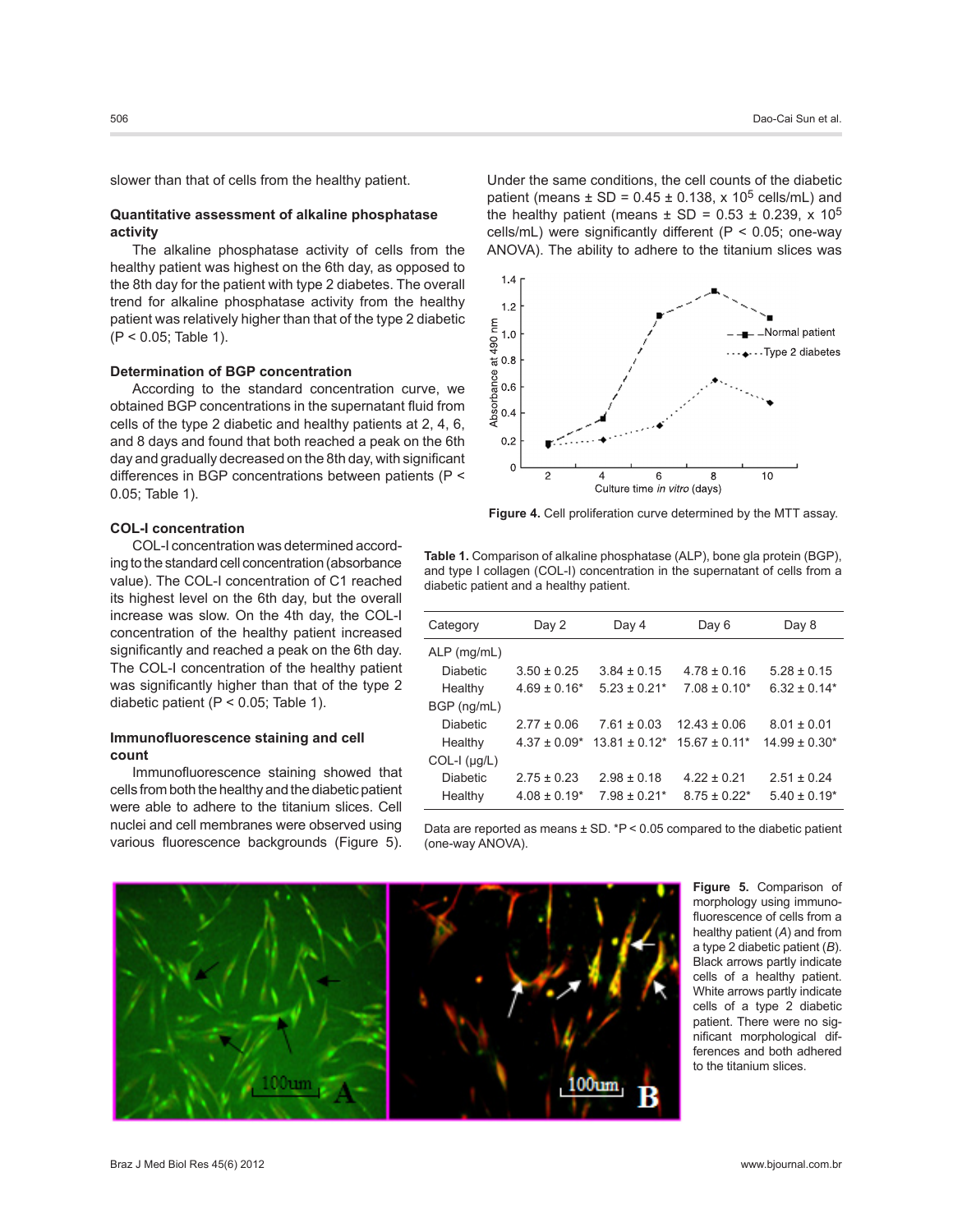slower than that of cells from the healthy patient.

### Quantitative assessment of alkaline phosphatase activity

The alkaline phosphatase activity of cells from the healthy patient was highest on the 6th day, as opposed to the 8th day for the patient with type 2 diabetes. The overall trend for alkaline phosphatase activity from the healthy patient was relatively higher than that of the type 2 diabetic ($P < 0.05$; Table 1).

### Determination of BGP concentration

According to the standard concentration curve, we obtained BGP concentrations in the supernatant fluid from cells of the type 2 diabetic and healthy patients at 2, 4, 6, and 8 days and found that both reached a peak on the 6th day and gradually decreased on the 8th day, with significant differences in BGP concentrations between patients ($P < 0.05$; Table 1).

### COL-I concentration

COL-I concentration was determined according to the standard cell concentration (absorbance value). The COL-I concentration of C1 reached its highest level on the 6th day, but the overall increase was slow. On the 4th day, the COL-I concentration of the healthy patient increased significantly and reached a peak on the 6th day. The COL-I concentration of the healthy patient was significantly higher than that of the type 2 diabetic patient ($P < 0.05$; Table 1).

### Immunofluorescence staining and cell count

Immunofluorescence staining showed that cells from both the healthy and the diabetic patient were able to adhere to the titanium slices. Cell nuclei and cell membranes were observed using various fluorescence backgrounds (Figure 5). Under the same conditions, the cell counts of the diabetic patient (means ± SD = 0.45 ± 0.138, x $10^5$ cells/mL) and the healthy patient (means ± SD = 0.53 ± 0.239, x $10^5$ cells/mL) were significantly different ($P < 0.05$; one-way ANOVA). The ability to adhere to the titanium slices was

**Figure 4.** Cell proliferation curve determined by the MTT assay.

**Table 1.** Comparison of alkaline phosphatase (ALP), bone gla protein (BGP), and type I collagen (COL-I) concentration in the supernatant of cells from a diabetic patient and a healthy patient.

| Category | Day 2 | Day 4 | Day 6 | Day 8 |
|---|---|---|---|---|
| ALP (mg/mL) | | | | |
| Diabetic | 3.50 ± 0.25 | 3.84 ± 0.15 | 4.78 ± 0.16 | 5.28 ± 0.15 |
| Healthy | 4.69 ± 0.16* | 5.23 ± 0.21* | 7.08 ± 0.10* | 6.32 ± 0.14* |
| BGP (ng/mL) | | | | |
| Diabetic | 2.77 ± 0.06 | 7.61 ± 0.03 | 12.43 ± 0.06 | 8.01 ± 0.01 |
| Healthy | 4.37 ± 0.09* | 13.81 ± 0.12* | 15.67 ± 0.11* | 14.99 ± 0.30* |
| COL-I (µg/L) | | | | |
| Diabetic | 2.75 ± 0.23 | 2.98 ± 0.18 | 4.22 ± 0.21 | 2.51 ± 0.24 |
| Healthy | 4.08 ± 0.19* | 7.98 ± 0.21* | 8.75 ± 0.22* | 5.40 ± 0.19* |

Data are reported as means ± SD. *$P < 0.05$ compared to the diabetic patient (one-way ANOVA).

**Figure 5.** Comparison of morphology using immunofluorescence of cells from a healthy patient (*A*) and from a type 2 diabetic patient (*B*). Black arrows partly indicate cells of a healthy patient. White arrows partly indicate cells of a type 2 diabetic patient. There were no significant morphological differences and both adhered to the titanium slices.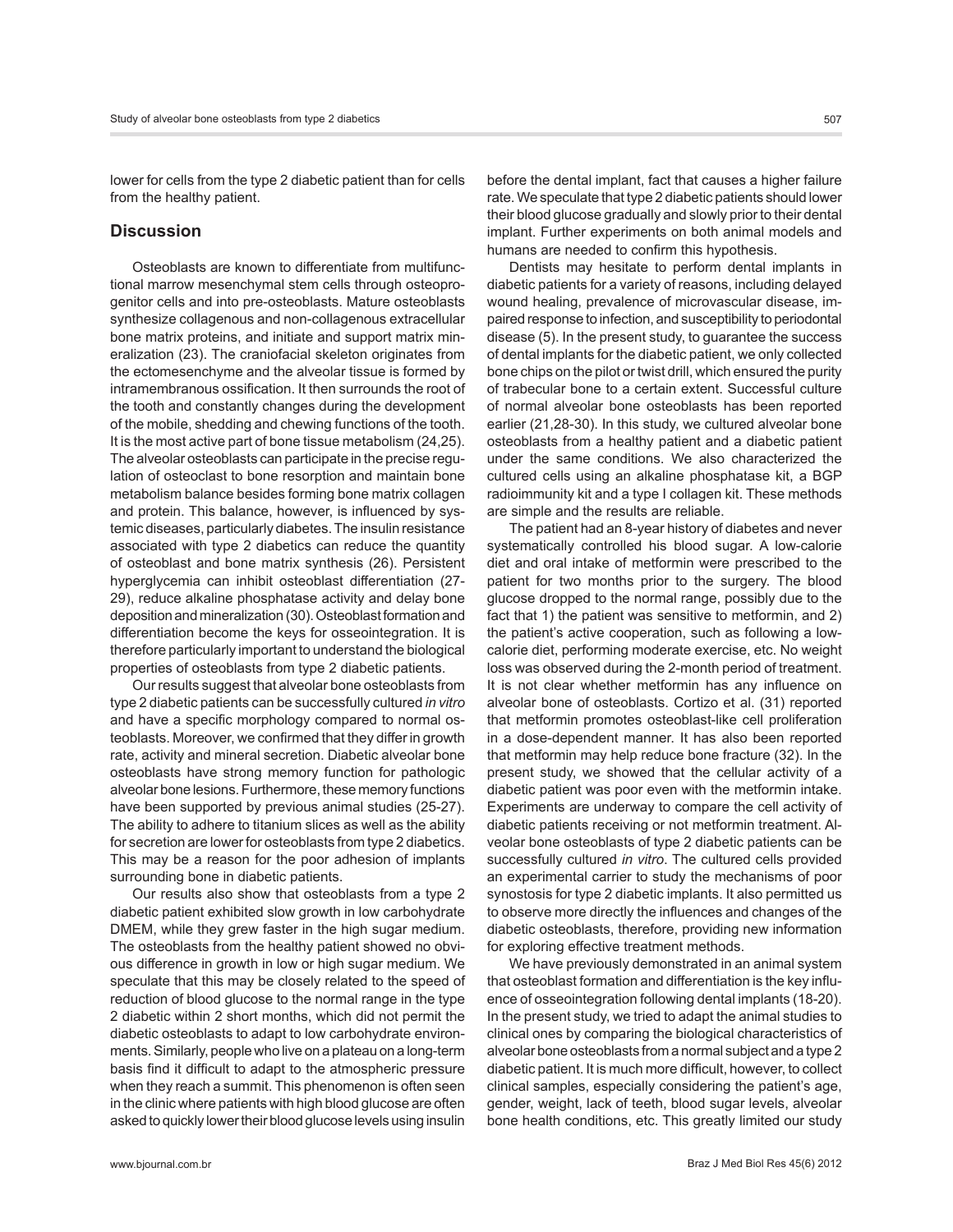lower for cells from the type 2 diabetic patient than for cells from the healthy patient.

## Discussion

Osteoblasts are known to differentiate from multifunctional marrow mesenchymal stem cells through osteoprogenitor cells and into pre-osteoblasts. Mature osteoblasts synthesize collagenous and non-collagenous extracellular bone matrix proteins, and initiate and support matrix mineralization (23). The craniofacial skeleton originates from the ectomesenchyme and the alveolar tissue is formed by intramembranous ossification. It then surrounds the root of the tooth and constantly changes during the development of the mobile, shedding and chewing functions of the tooth. It is the most active part of bone tissue metabolism (24,25). The alveolar osteoblasts can participate in the precise regulation of osteoclast to bone resorption and maintain bone metabolism balance besides forming bone matrix collagen and protein. This balance, however, is influenced by systemic diseases, particularly diabetes. The insulin resistance associated with type 2 diabetics can reduce the quantity of osteoblast and bone matrix synthesis (26). Persistent hyperglycemia can inhibit osteoblast differentiation (27-29), reduce alkaline phosphatase activity and delay bone deposition and mineralization (30). Osteoblast formation and differentiation become the keys for osseointegration. It is therefore particularly important to understand the biological properties of osteoblasts from type 2 diabetic patients.

Our results suggest that alveolar bone osteoblasts from type 2 diabetic patients can be successfully cultured *in vitro* and have a specific morphology compared to normal osteoblasts. Moreover, we confirmed that they differ in growth rate, activity and mineral secretion. Diabetic alveolar bone osteoblasts have strong memory function for pathologic alveolar bone lesions. Furthermore, these memory functions have been supported by previous animal studies (25-27). The ability to adhere to titanium slices as well as the ability for secretion are lower for osteoblasts from type 2 diabetics. This may be a reason for the poor adhesion of implants surrounding bone in diabetic patients.

Our results also show that osteoblasts from a type 2 diabetic patient exhibited slow growth in low carbohydrate DMEM, while they grew faster in the high sugar medium. The osteoblasts from the healthy patient showed no obvious difference in growth in low or high sugar medium. We speculate that this may be closely related to the speed of reduction of blood glucose to the normal range in the type 2 diabetic within 2 short months, which did not permit the diabetic osteoblasts to adapt to low carbohydrate environments. Similarly, people who live on a plateau on a long-term basis find it difficult to adapt to the atmospheric pressure when they reach a summit. This phenomenon is often seen in the clinic where patients with high blood glucose are often asked to quickly lower their blood glucose levels using insulin before the dental implant, fact that causes a higher failure rate. We speculate that type 2 diabetic patients should lower their blood glucose gradually and slowly prior to their dental implant. Further experiments on both animal models and humans are needed to confirm this hypothesis.

Dentists may hesitate to perform dental implants in diabetic patients for a variety of reasons, including delayed wound healing, prevalence of microvascular disease, impaired response to infection, and susceptibility to periodontal disease (5). In the present study, to guarantee the success of dental implants for the diabetic patient, we only collected bone chips on the pilot or twist drill, which ensured the purity of trabecular bone to a certain extent. Successful culture of normal alveolar bone osteoblasts has been reported earlier (21,28-30). In this study, we cultured alveolar bone osteoblasts from a healthy patient and a diabetic patient under the same conditions. We also characterized the cultured cells using an alkaline phosphatase kit, a BGP radioimmunity kit and a type I collagen kit. These methods are simple and the results are reliable.

The patient had an 8-year history of diabetes and never systematically controlled his blood sugar. A low-calorie diet and oral intake of metformin were prescribed to the patient for two months prior to the surgery. The blood glucose dropped to the normal range, possibly due to the fact that 1) the patient was sensitive to metformin, and 2) the patient's active cooperation, such as following a low-calorie diet, performing moderate exercise, etc. No weight loss was observed during the 2-month period of treatment. It is not clear whether metformin has any influence on alveolar bone of osteoblasts. Cortizo et al. (31) reported that metformin promotes osteoblast-like cell proliferation in a dose-dependent manner. It has also been reported that metformin may help reduce bone fracture (32). In the present study, we showed that the cellular activity of a diabetic patient was poor even with the metformin intake. Experiments are underway to compare the cell activity of diabetic patients receiving or not metformin treatment. Alveolar bone osteoblasts of type 2 diabetic patients can be successfully cultured *in vitro*. The cultured cells provided an experimental carrier to study the mechanisms of poor synostosis for type 2 diabetic implants. It also permitted us to observe more directly the influences and changes of the diabetic osteoblasts, therefore, providing new information for exploring effective treatment methods.

We have previously demonstrated in an animal system that osteoblast formation and differentiation is the key influence of osseointegration following dental implants (18-20). In the present study, we tried to adapt the animal studies to clinical ones by comparing the biological characteristics of alveolar bone osteoblasts from a normal subject and a type 2 diabetic patient. It is much more difficult, however, to collect clinical samples, especially considering the patient's age, gender, weight, lack of teeth, blood sugar levels, alveolar bone health conditions, etc. This greatly limited our study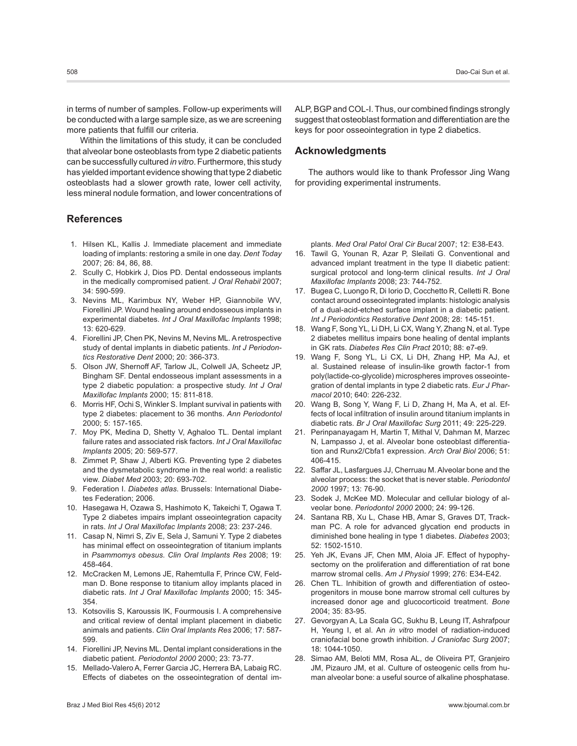in terms of number of samples. Follow-up experiments will be conducted with a large sample size, as we are screening more patients that fulfill our criteria.

Within the limitations of this study, it can be concluded that alveolar bone osteoblasts from type 2 diabetic patients can be successfully cultured *in vitro*. Furthermore, this study has yielded important evidence showing that type 2 diabetic osteoblasts had a slower growth rate, lower cell activity, less mineral nodule formation, and lower concentrations of ALP, BGP and COL-I. Thus, our combined findings strongly suggest that osteoblast formation and differentiation are the keys for poor osseointegration in type 2 diabetics.

## Acknowledgments

The authors would like to thank Professor Jing Wang for providing experimental instruments.

## References

1. Hilsen KL, Kallis J. Immediate placement and immediate loading of implants: restoring a smile in one day. *Dent Today* 2007; 26: 84, 86, 88.
2. Scully C, Hobkirk J, Dios PD. Dental endosseous implants in the medically compromised patient. *J Oral Rehabil* 2007; 34: 590-599.
3. Nevins ML, Karimbux NY, Weber HP, Giannobile WV, Fiorellini JP. Wound healing around endosseous implants in experimental diabetes. *Int J Oral Maxillofac Implants* 1998; 13: 620-629.
4. Fiorellini JP, Chen PK, Nevins M, Nevins ML. A retrospective study of dental implants in diabetic patients. *Int J Periodontics Restorative Dent* 2000; 20: 366-373.
5. Olson JW, Shernoff AF, Tarlow JL, Colwell JA, Scheetz JP, Bingham SF. Dental endosseous implant assessments in a type 2 diabetic population: a prospective study. *Int J Oral Maxillofac Implants* 2000; 15: 811-818.
6. Morris HF, Ochi S, Winkler S. Implant survival in patients with type 2 diabetes: placement to 36 months. *Ann Periodontol* 2000; 5: 157-165.
7. Moy PK, Medina D, Shetty V, Aghaloo TL. Dental implant failure rates and associated risk factors. *Int J Oral Maxillofac Implants* 2005; 20: 569-577.
8. Zimmet P, Shaw J, Alberti KG. Preventing type 2 diabetes and the dysmetabolic syndrome in the real world: a realistic view. *Diabet Med* 2003; 20: 693-702.
9. Federation I. *Diabetes atlas*. Brussels: International Diabetes Federation; 2006.
10. Hasegawa H, Ozawa S, Hashimoto K, Takeichi T, Ogawa T. Type 2 diabetes impairs implant osseointegration capacity in rats. *Int J Oral Maxillofac Implants* 2008; 23: 237-246.
11. Casap N, Nimri S, Ziv E, Sela J, Samuni Y. Type 2 diabetes has minimal effect on osseointegration of titanium implants in *Psammomys obesus*. *Clin Oral Implants Res* 2008; 19: 458-464.
12. McCracken M, Lemons JE, Rahemtulla F, Prince CW, Feldman D. Bone response to titanium alloy implants placed in diabetic rats. *Int J Oral Maxillofac Implants* 2000; 15: 345-354.
13. Kotsovilis S, Karoussis IK, Fourmousis I. A comprehensive and critical review of dental implant placement in diabetic animals and patients. *Clin Oral Implants Res* 2006; 17: 587-599.
14. Fiorellini JP, Nevins ML. Dental implant considerations in the diabetic patient. *Periodontol 2000* 2000; 23: 73-77.
15. Mellado-Valero A, Ferrer Garcia JC, Herrera BA, Labaig RC. Effects of diabetes on the osseointegration of dental implants. *Med Oral Patol Oral Cir Bucal* 2007; 12: E38-E43.
16. Tawil G, Younan R, Azar P, Sleilati G. Conventional and advanced implant treatment in the type II diabetic patient: surgical protocol and long-term clinical results. *Int J Oral Maxillofac Implants* 2008; 23: 744-752.
17. Bugea C, Luongo R, Di Iorio D, Cocchetto R, Celletti R. Bone contact around osseointegrated implants: histologic analysis of a dual-acid-etched surface implant in a diabetic patient. *Int J Periodontics Restorative Dent* 2008; 28: 145-151.
18. Wang F, Song YL, Li DH, Li CX, Wang Y, Zhang N, et al. Type 2 diabetes mellitus impairs bone healing of dental implants in GK rats. *Diabetes Res Clin Pract* 2010; 88: e7-e9.
19. Wang F, Song YL, Li CX, Li DH, Zhang HP, Ma AJ, et al. Sustained release of insulin-like growth factor-1 from poly(lactide-co-glycolide) microspheres improves osseointegration of dental implants in type 2 diabetic rats. *Eur J Pharmacol* 2010; 640: 226-232.
20. Wang B, Song Y, Wang F, Li D, Zhang H, Ma A, et al. Effects of local infiltration of insulin around titanium implants in diabetic rats. *Br J Oral Maxillofac Surg* 2011; 49: 225-229.
21. Perinpanayagam H, Martin T, Mithal V, Dahman M, Marzec N, Lampasso J, et al. Alveolar bone osteoblast differentiation and Runx2/Cbfa1 expression. *Arch Oral Biol* 2006; 51: 406-415.
22. Saffar JL, Lasfargues JJ, Cherruau M. Alveolar bone and the alveolar process: the socket that is never stable. *Periodontol 2000* 1997; 13: 76-90.
23. Sodek J, McKee MD. Molecular and cellular biology of alveolar bone. *Periodontol 2000* 2000; 24: 99-126.
24. Santana RB, Xu L, Chase HB, Amar S, Graves DT, Trackman PC. A role for advanced glycation end products in diminished bone healing in type 1 diabetes. *Diabetes* 2003; 52: 1502-1510.
25. Yeh JK, Evans JF, Chen MM, Aloia JF. Effect of hypophysectomy on the proliferation and differentiation of rat bone marrow stromal cells. *Am J Physiol* 1999; 276: E34-E42.
26. Chen TL. Inhibition of growth and differentiation of osteoprogenitors in mouse bone marrow stromal cell cultures by increased donor age and glucocorticoid treatment. *Bone* 2004; 35: 83-95.
27. Gevorgyan A, La Scala GC, Sukhu B, Leung IT, Ashrafpour H, Yeung I, et al. An *in vitro* model of radiation-induced craniofacial bone growth inhibition. *J Craniofac Surg* 2007; 18: 1044-1050.
28. Simao AM, Beloti MM, Rosa AL, de Oliveira PT, Granjeiro JM, Pizauro JM, et al. Culture of osteogenic cells from human alveolar bone: a useful source of alkaline phosphatase.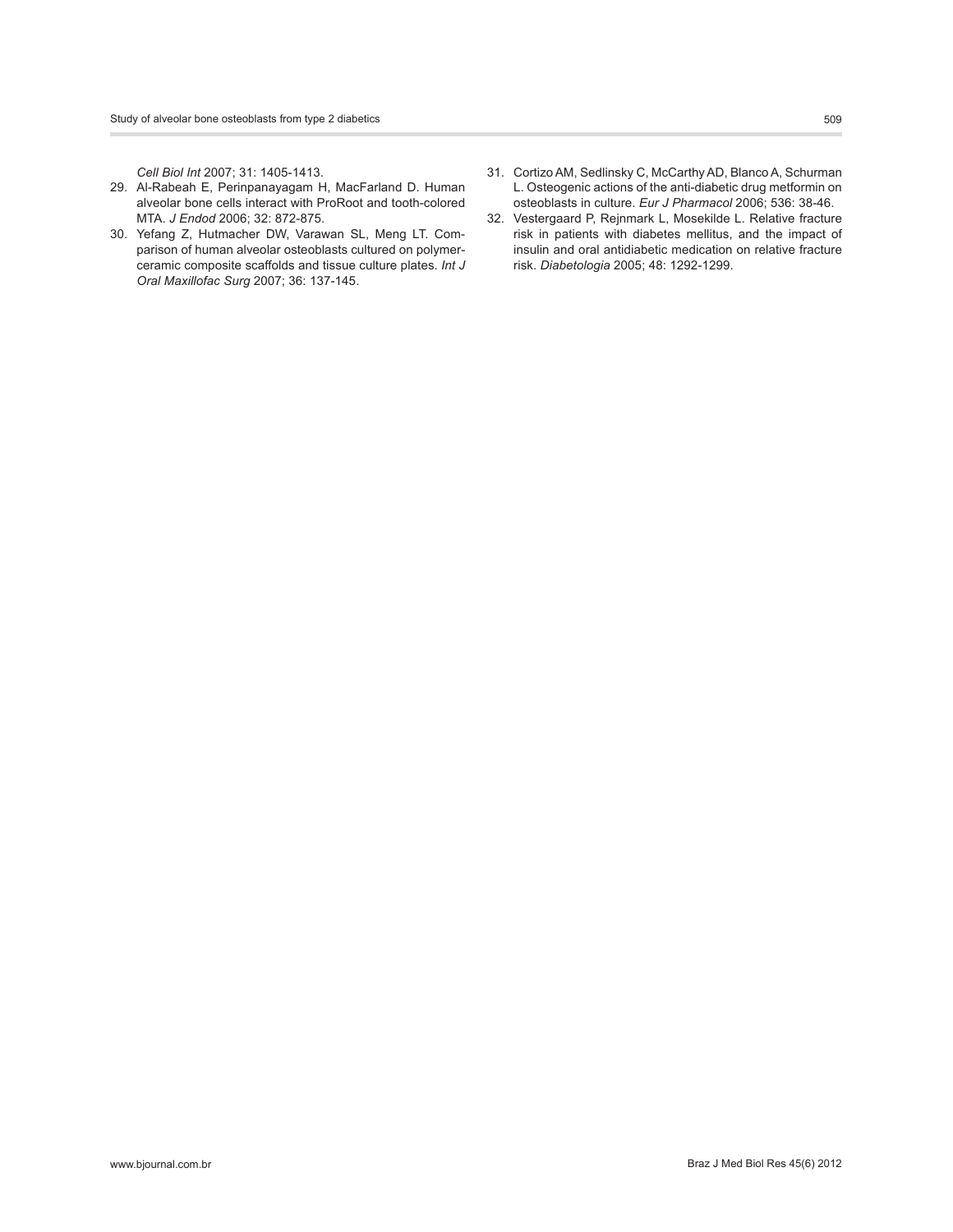*Cell Biol Int* 2007; 31: 1405-1413.

29. Al-Rabeah E, Perinpanayagam H, MacFarland D. Human alveolar bone cells interact with ProRoot and tooth-colored MTA. *J Endod* 2006; 32: 872-875.
30. Yefang Z, Hutmacher DW, Varawan SL, Meng LT. Comparison of human alveolar osteoblasts cultured on polymer-ceramic composite scaffolds and tissue culture plates. *Int J Oral Maxillofac Surg* 2007; 36: 137-145.
31. Cortizo AM, Sedlinsky C, McCarthy AD, Blanco A, Schurman L. Osteogenic actions of the anti-diabetic drug metformin on osteoblasts in culture. *Eur J Pharmacol* 2006; 536: 38-46.
32. Vestergaard P, Rejnmark L, Mosekilde L. Relative fracture risk in patients with diabetes mellitus, and the impact of insulin and oral antidiabetic medication on relative fracture risk. *Diabetologia* 2005; 48: 1292-1299.